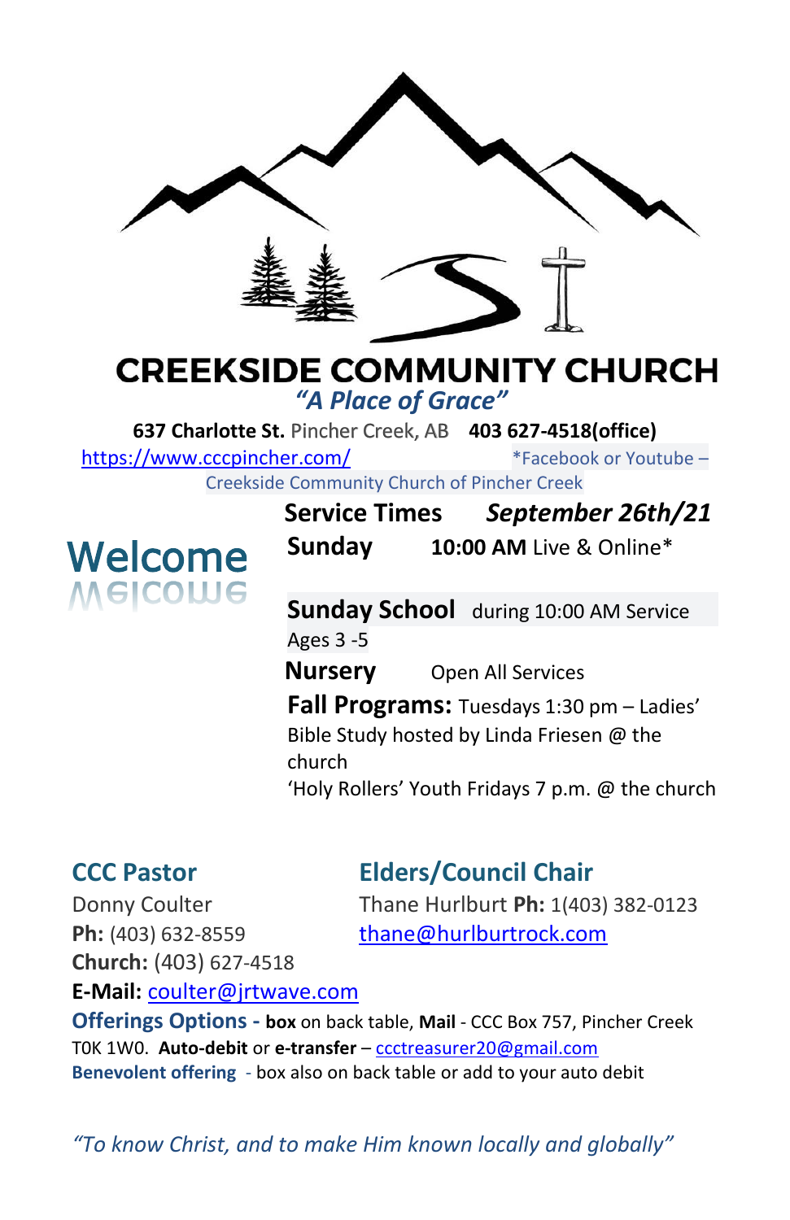# CREEKSIDE COMMUNITY CHURCH

*"A Place of Grace"*

**637 Charlotte St.** Pincher Creek, AB **403 627-4518(office)**

https://www.cccpincher.com/ *Facebook or Youtube – Creekside Community Church of Pincher Creek

## Welcome

**Service Times** ***September 26th/21***

**Sunday** **10:00 AM** Live & Online*

**Sunday School** during 10:00 AM Service Ages 3 -5

**Nursery** Open All Services

**Fall Programs:** Tuesdays 1:30 pm – Ladies' Bible Study hosted by Linda Friesen @ the church

'Holy Rollers' Youth Fridays 7 p.m. @ the church

### CCC Pastor

Donny Coulter
**Ph:** (403) 632-8559
**Church:** (403) 627-4518
**E-Mail:** coulter@jrtwave.com

### Elders/Council Chair

Thane Hurlburt **Ph:** 1(403) 382-0123
thane@hurlburtrock.com

**Offerings Options -** **box** on back table, **Mail** - CCC Box 757, Pincher Creek T0K 1W0. **Auto-debit** or **e-transfer** – ccctreasurer20@gmail.com

**Benevolent offering** - box also on back table or add to your auto debit

*"To know Christ, and to make Him known locally and globally"*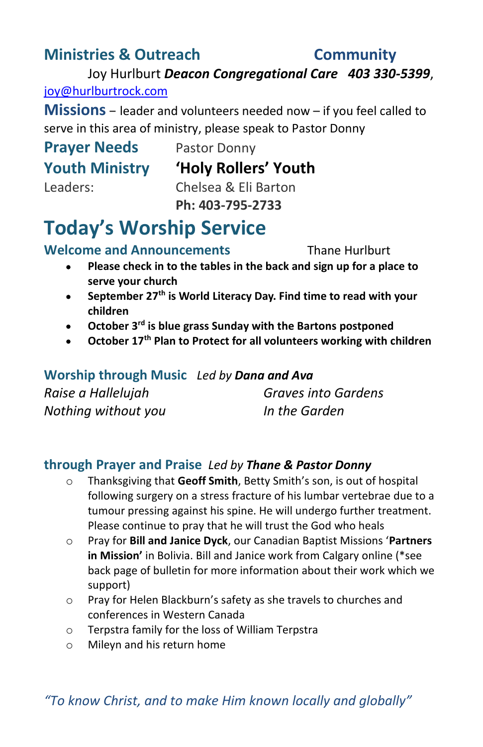## Ministries & Outreach Community

Joy Hurlburt ***Deacon Congregational Care*** ***403 330-5399***, joy@hurlburtrock.com

**Missions** – leader and volunteers needed now – if you feel called to serve in this area of ministry, please speak to Pastor Donny

**Prayer Needs** Pastor Donny

**Youth Ministry** **'Holy Rollers' Youth**

Leaders: Chelsea & Eli Barton

**Ph: 403-795-2733**

# Today's Worship Service

### Welcome and Announcements Thane Hurlburt

- **Please check in to the tables in the back and sign up for a place to serve your church**
- **September 27th is World Literacy Day. Find time to read with your children**
- **October 3rd is blue grass Sunday with the Bartons postponed**
- **October 17th Plan to Protect for all volunteers working with children**

### Worship through Music *Led by **Dana and Ava***

*Raise a Hallelujah*

*Nothing without you*

*Graves into Gardens*

*In the Garden*

### through Prayer and Praise *Led by **Thane & Pastor Donny***

- Thanksgiving that **Geoff Smith**, Betty Smith's son, is out of hospital following surgery on a stress fracture of his lumbar vertebrae due to a tumour pressing against his spine. He will undergo further treatment. Please continue to pray that he will trust the God who heals
- Pray for **Bill and Janice Dyck**, our Canadian Baptist Missions '**Partners in Mission'** in Bolivia. Bill and Janice work from Calgary online (*see back page of bulletin for more information about their work which we support)
- Pray for Helen Blackburn's safety as she travels to churches and conferences in Western Canada
- Terpstra family for the loss of William Terpstra
- Mileyn and his return home

*"To know Christ, and to make Him known locally and globally"*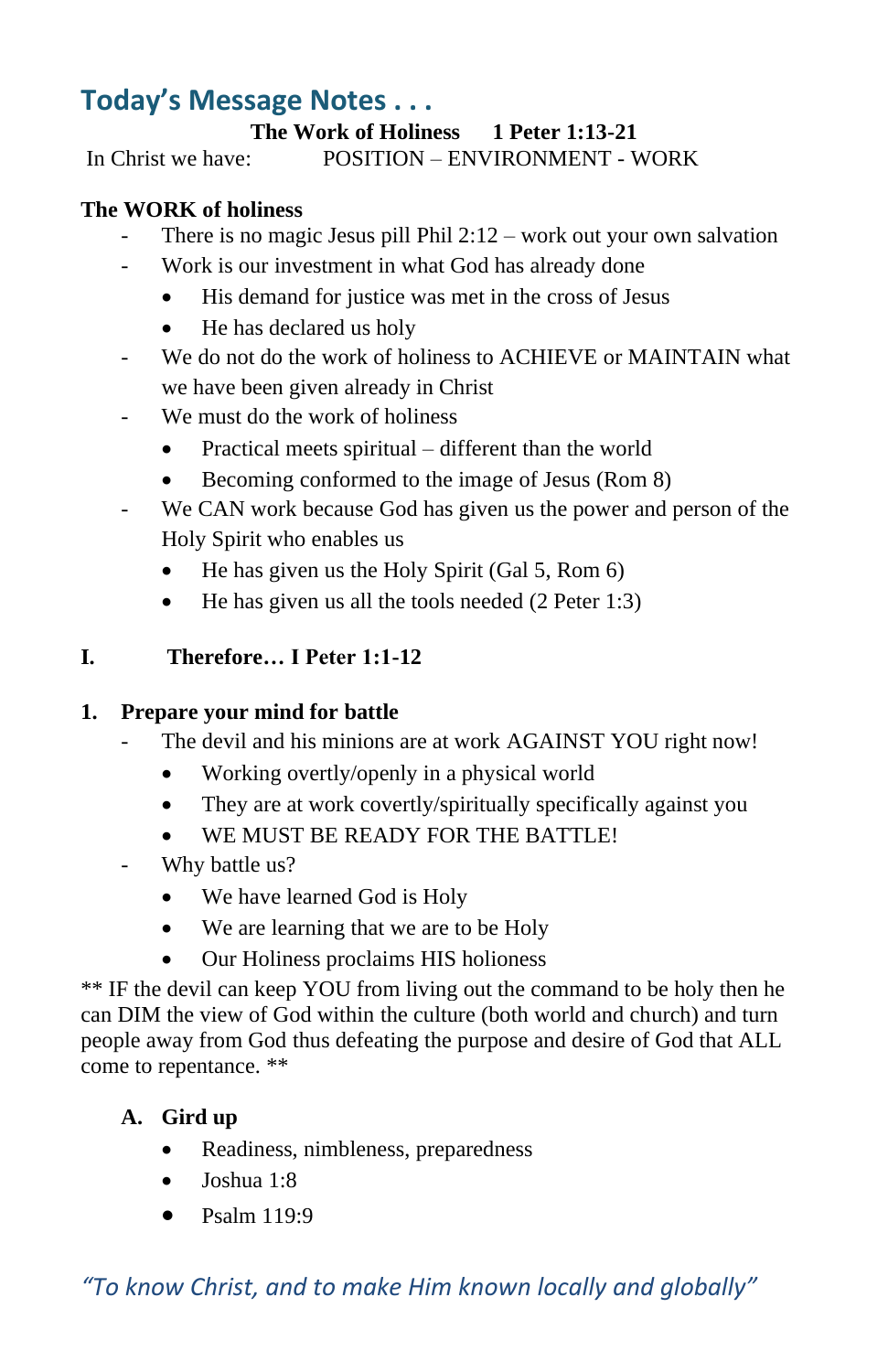# Today's Message Notes . . .

**The Work of Holiness 1 Peter 1:13-21**

In Christ we have: POSITION – ENVIRONMENT - WORK

**The WORK of holiness**

- There is no magic Jesus pill Phil 2:12 – work out your own salvation
- Work is our investment in what God has already done
  - His demand for justice was met in the cross of Jesus
  - He has declared us holy
- We do not do the work of holiness to ACHIEVE or MAINTAIN what we have been given already in Christ
- We must do the work of holiness
  - Practical meets spiritual – different than the world
  - Becoming conformed to the image of Jesus (Rom 8)
- We CAN work because God has given us the power and person of the Holy Spirit who enables us
  - He has given us the Holy Spirit (Gal 5, Rom 6)
  - He has given us all the tools needed (2 Peter 1:3)

**I. Therefore… I Peter 1:1-12**

**1. Prepare your mind for battle**

- The devil and his minions are at work AGAINST YOU right now!
  - Working overtly/openly in a physical world
  - They are at work covertly/spiritually specifically against you
  - WE MUST BE READY FOR THE BATTLE!
- Why battle us?
  - We have learned God is Holy
  - We are learning that we are to be Holy
  - Our Holiness proclaims HIS holioness

** IF the devil can keep YOU from living out the command to be holy then he can DIM the view of God within the culture (both world and church) and turn people away from God thus defeating the purpose and desire of God that ALL come to repentance. **

**A. Gird up**

- Readiness, nimbleness, preparedness
- Joshua 1:8
- Psalm 119:9

*"To know Christ, and to make Him known locally and globally"*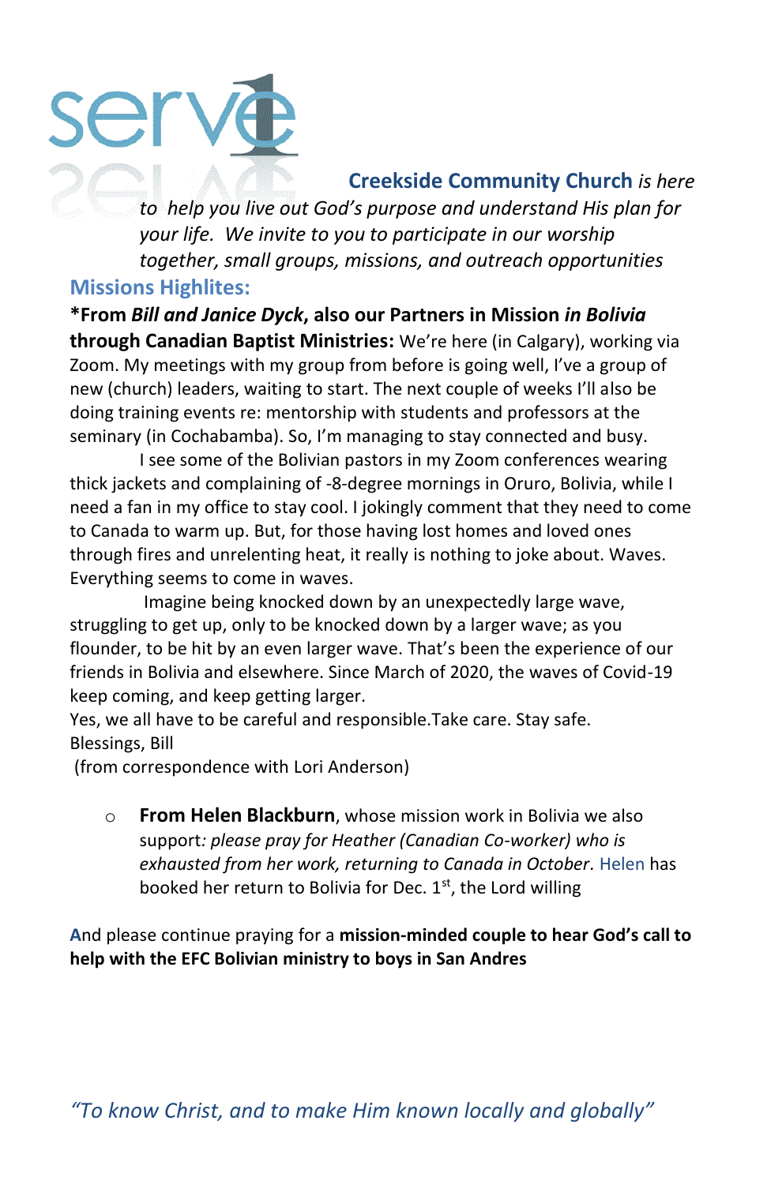serve

**Creekside Community Church** *is here to help you live out God's purpose and understand His plan for your life. We invite to you to participate in our worship together, small groups, missions, and outreach opportunities*

## Missions Highlites:

**\*From *Bill and Janice Dyck*, also our Partners in Mission *in Bolivia* through Canadian Baptist Ministries:** We're here (in Calgary), working via Zoom. My meetings with my group from before is going well, I've a group of new (church) leaders, waiting to start. The next couple of weeks I'll also be doing training events re: mentorship with students and professors at the seminary (in Cochabamba). So, I'm managing to stay connected and busy.

I see some of the Bolivian pastors in my Zoom conferences wearing thick jackets and complaining of -8-degree mornings in Oruro, Bolivia, while I need a fan in my office to stay cool. I jokingly comment that they need to come to Canada to warm up. But, for those having lost homes and loved ones through fires and unrelenting heat, it really is nothing to joke about. Waves. Everything seems to come in waves.

Imagine being knocked down by an unexpectedly large wave, struggling to get up, only to be knocked down by a larger wave; as you flounder, to be hit by an even larger wave. That's been the experience of our friends in Bolivia and elsewhere. Since March of 2020, the waves of Covid-19 keep coming, and keep getting larger.

Yes, we all have to be careful and responsible.Take care. Stay safe.
Blessings, Bill
(from correspondence with Lori Anderson)

- **From Helen Blackburn**, whose mission work in Bolivia we also support*: please pray for Heather (Canadian Co-worker) who is exhausted from her work, returning to Canada in October.* Helen has booked her return to Bolivia for Dec. 1st, the Lord willing

And please continue praying for a **mission-minded couple to hear God's call to help with the EFC Bolivian ministry to boys in San Andres**

*"To know Christ, and to make Him known locally and globally"*